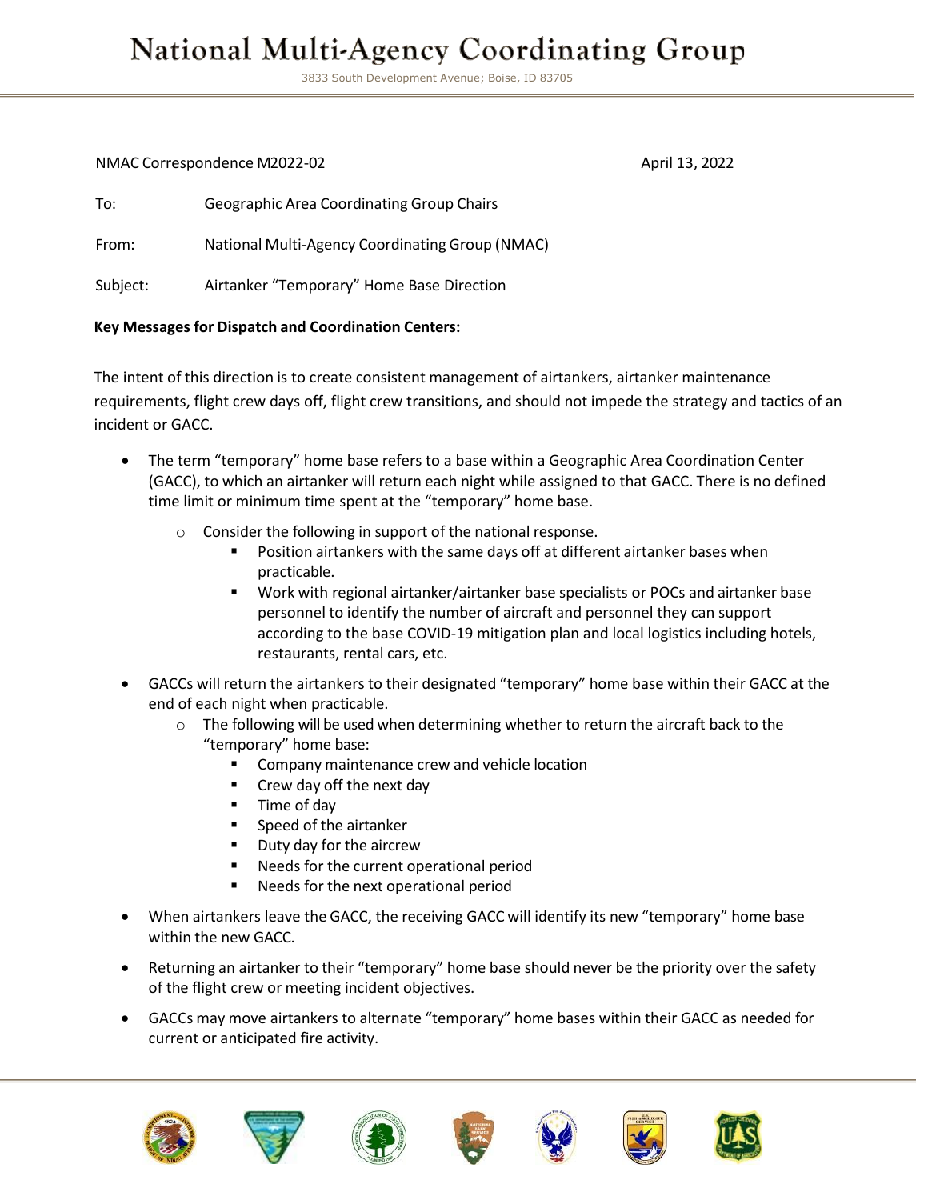# National Multi-Agency Coordinating Group

3833 South Development Avenue; Boise, ID 83705

NMAC Correspondence M2022-02 April 13, 2022

To: Geographic Area Coordinating Group Chairs

From: National Multi-Agency Coordinating Group (NMAC)

Subject: Airtanker "Temporary" Home Base Direction

**Key Messages for Dispatch and Coordination Centers:**

The intent of this direction is to create consistent management of airtankers, airtanker maintenance requirements, flight crew days off, flight crew transitions, and should not impede the strategy and tactics of an incident or GACC.

- The term "temporary" home base refers to a base within a Geographic Area Coordination Center (GACC), to which an airtanker will return each night while assigned to that GACC. There is no defined time limit or minimum time spent at the "temporary" home base.
  - Consider the following in support of the national response.
    - Position airtankers with the same days off at different airtanker bases when practicable.
    - Work with regional airtanker/airtanker base specialists or POCs and airtanker base personnel to identify the number of aircraft and personnel they can support according to the base COVID-19 mitigation plan and local logistics including hotels, restaurants, rental cars, etc.
- GACCs will return the airtankers to their designated "temporary" home base within their GACC at the end of each night when practicable.
  - The following will be used when determining whether to return the aircraft back to the "temporary" home base:
    - Company maintenance crew and vehicle location
    - Crew day off the next day
    - Time of day
    - Speed of the airtanker
    - Duty day for the aircrew
    - Needs for the current operational period
    - Needs for the next operational period
- When airtankers leave the GACC, the receiving GACC will identify its new "temporary" home base within the new GACC.
- Returning an airtanker to their "temporary" home base should never be the priority over the safety of the flight crew or meeting incident objectives.
- GACCs may move airtankers to alternate "temporary" home bases within their GACC as needed for current or anticipated fire activity.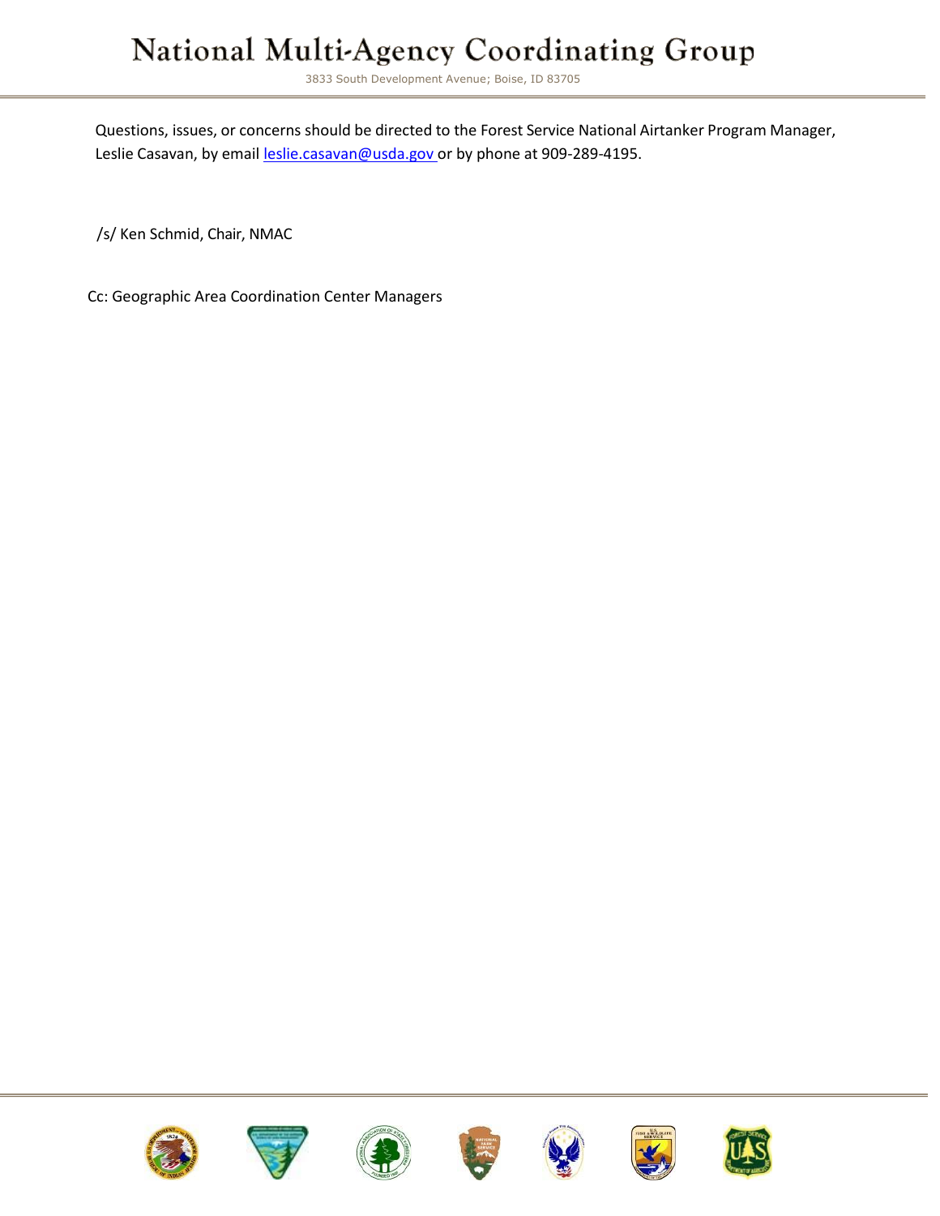Questions, issues, or concerns should be directed to the Forest Service National Airtanker Program Manager, Leslie Casavan, by email leslie.casavan@usda.gov or by phone at 909-289-4195.

/s/ Ken Schmid, Chair, NMAC

Cc: Geographic Area Coordination Center Managers